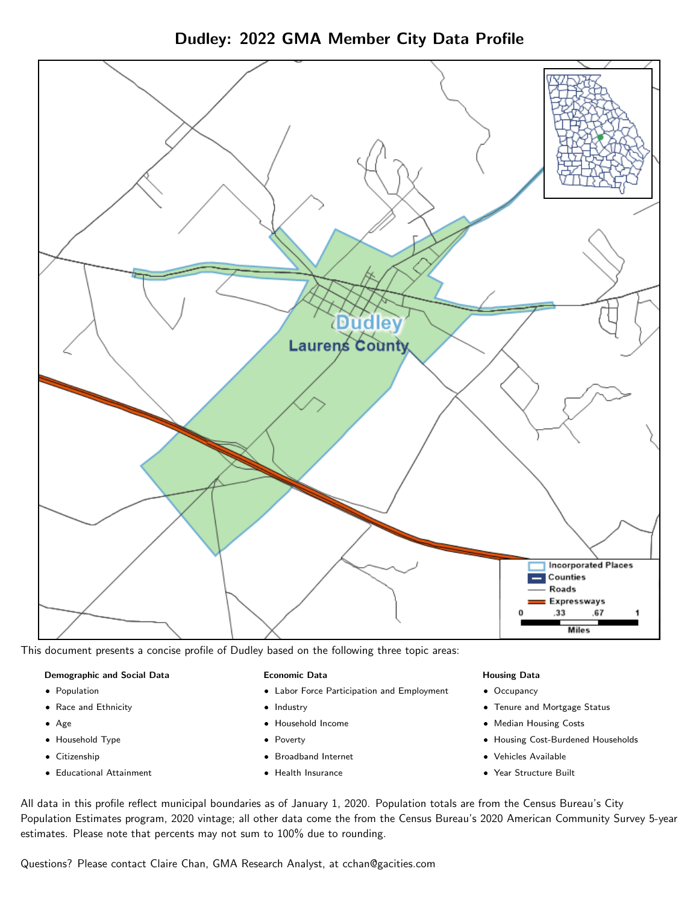# Dudley: 2022 GMA Member City Data Profile

This document presents a concise profile of Dudley based on the following three topic areas:

**Demographic and Social Data**

- Population
- Race and Ethnicity
- Age
- Household Type
- Citizenship
- Educational Attainment

**Economic Data**

- Labor Force Participation and Employment
- Industry
- Household Income
- Poverty
- Broadband Internet
- Health Insurance

**Housing Data**

- Occupancy
- Tenure and Mortgage Status
- Median Housing Costs
- Housing Cost-Burdened Households
- Vehicles Available
- Year Structure Built

All data in this profile reflect municipal boundaries as of January 1, 2020. Population totals are from the Census Bureau's City Population Estimates program, 2020 vintage; all other data come the from the Census Bureau's 2020 American Community Survey 5-year estimates. Please note that percents may not sum to 100% due to rounding.

Questions? Please contact Claire Chan, GMA Research Analyst, at cchan@gacities.com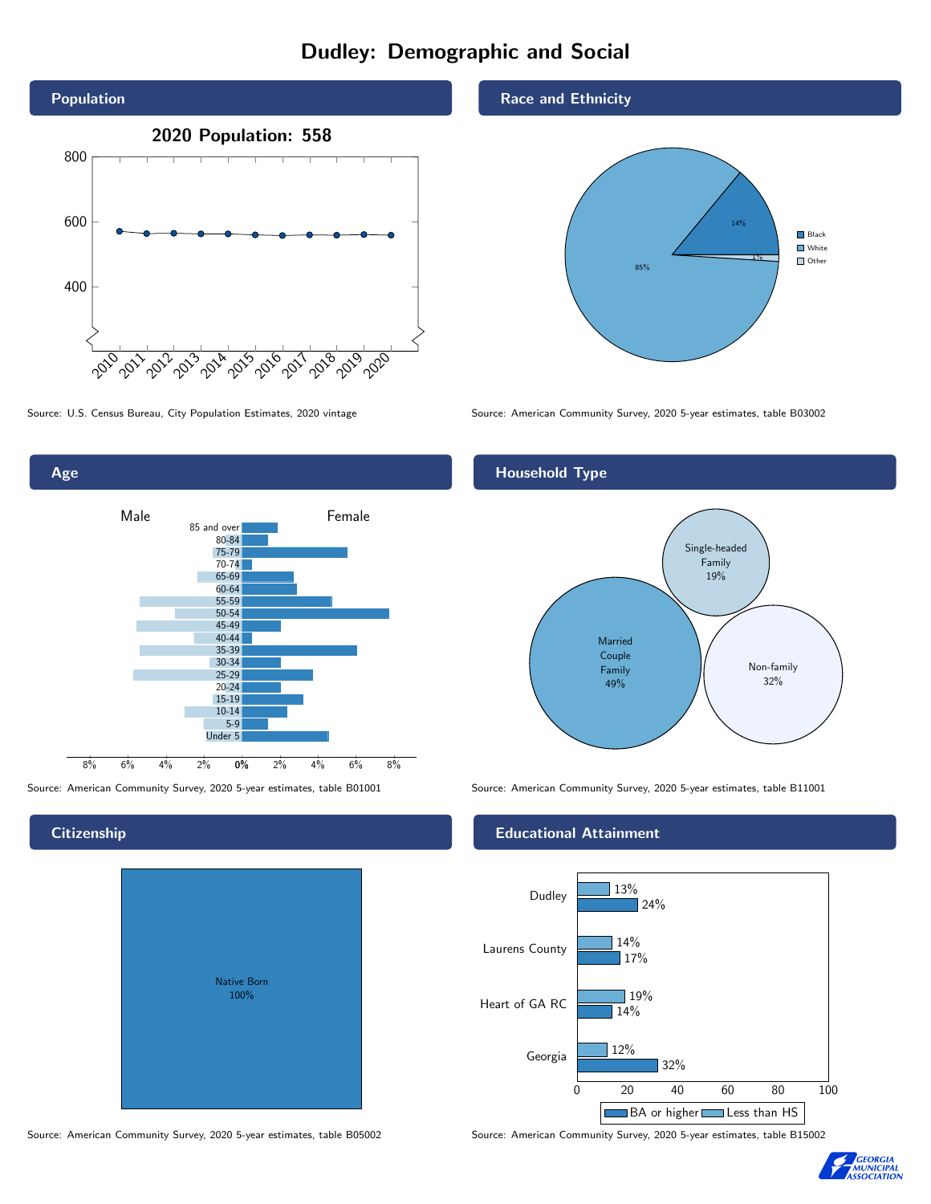# Dudley: Demographic and Social

## Population

2020 Population: 558

Source: U.S. Census Bureau, City Population Estimates, 2020 vintage

## Race and Ethnicity

| Race | Percent |
| --- | --- |
| Black | 14% |
| White | 85% |
| Other | 1% |

Source: American Community Survey, 2020 5-year estimates, table B03002

## Age

Source: American Community Survey, 2020 5-year estimates, table B01001

## Household Type

| Household Type | Percent |
| --- | --- |
| Married Couple Family | 49% |
| Single-headed Family | 19% |
| Non-family | 32% |

Source: American Community Survey, 2020 5-year estimates, table B11001

## Citizenship

Native Born 100%

Source: American Community Survey, 2020 5-year estimates, table B05002

## Educational Attainment

| Area | Less than HS | BA or higher |
| --- | --- | --- |
| Dudley | 13% | 24% |
| Laurens County | 14% | 17% |
| Heart of GA RC | 19% | 14% |
| Georgia | 12% | 32% |

Source: American Community Survey, 2020 5-year estimates, table B15002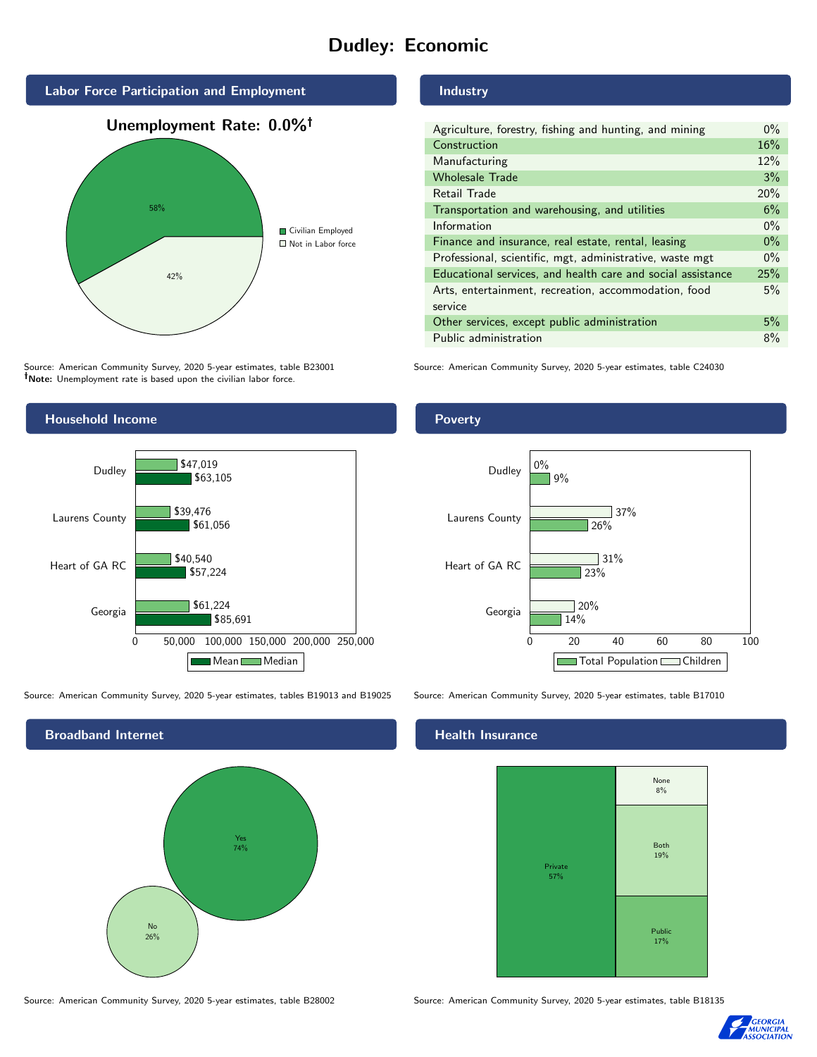# Dudley: Economic

## Labor Force Participation and Employment

**Unemployment Rate: 0.0%†**

| Category | Percent |
|---|---|
| Civilian Employed | 58% |
| Not in Labor force | 42% |

Source: American Community Survey, 2020 5-year estimates, table B23001
**†Note:** Unemployment rate is based upon the civilian labor force.

## Industry

| Industry | Percent |
|---|---|
| Agriculture, forestry, fishing and hunting, and mining | 0% |
| Construction | 16% |
| Manufacturing | 12% |
| Wholesale Trade | 3% |
| Retail Trade | 20% |
| Transportation and warehousing, and utilities | 6% |
| Information | 0% |
| Finance and insurance, real estate, rental, leasing | 0% |
| Professional, scientific, mgt, administrative, waste mgt | 0% |
| Educational services, and health care and social assistance | 25% |
| Arts, entertainment, recreation, accommodation, food service | 5% |
| Other services, except public administration | 5% |
| Public administration | 8% |

Source: American Community Survey, 2020 5-year estimates, table C24030

## Household Income

| | Median | Mean |
|---|---|---|
| Dudley | $47,019 | $63,105 |
| Laurens County | $39,476 | $61,056 |
| Heart of GA RC | $40,540 | $57,224 |
| Georgia | $61,224 | $85,691 |

Source: American Community Survey, 2020 5-year estimates, tables B19013 and B19025

## Poverty

| | Children | Total Population |
|---|---|---|
| Dudley | 0% | 9% |
| Laurens County | 37% | 26% |
| Heart of GA RC | 31% | 23% |
| Georgia | 20% | 14% |

Source: American Community Survey, 2020 5-year estimates, table B17010

## Broadband Internet

| | Percent |
|---|---|
| Yes | 74% |
| No | 26% |

Source: American Community Survey, 2020 5-year estimates, table B28002

## Health Insurance

| | Percent |
|---|---|
| Private | 57% |
| None | 8% |
| Both | 19% |
| Public | 17% |

Source: American Community Survey, 2020 5-year estimates, table B18135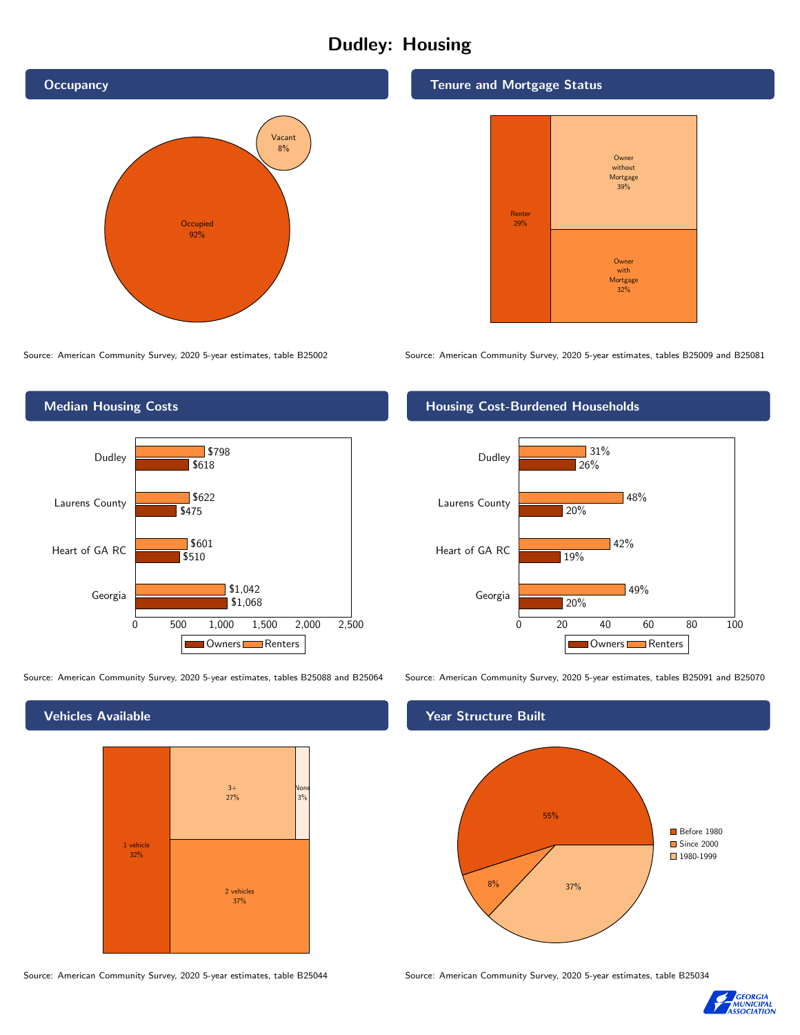# Dudley: Housing

## Occupancy

Vacant
8%

Occupied
92%

Source: American Community Survey, 2020 5-year estimates, table B25002

## Tenure and Mortgage Status

Renter
29%

Owner
without
Mortgage
39%

Owner
with
Mortgage
32%

Source: American Community Survey, 2020 5-year estimates, tables B25009 and B25081

## Median Housing Costs

Dudley
$798
$618

Laurens County
$622
$475

Heart of GA RC
$601
$510

Georgia
$1,042
$1,068

0 500 1,000 1,500 2,000 2,500

Owners Renters

Source: American Community Survey, 2020 5-year estimates, tables B25088 and B25064

## Housing Cost-Burdened Households

Dudley
31%
26%

Laurens County
48%
20%

Heart of GA RC
42%
19%

Georgia
49%
20%

0 20 40 60 80 100

Owners Renters

Source: American Community Survey, 2020 5-year estimates, tables B25091 and B25070

## Vehicles Available

1 vehicle
32%

3+
27%

None
3%

2 vehicles
37%

Source: American Community Survey, 2020 5-year estimates, table B25044

## Year Structure Built

55%

8%

37%

Before 1980
Since 2000
1980-1999

Source: American Community Survey, 2020 5-year estimates, table B25034

GEORGIA MUNICIPAL ASSOCIATION